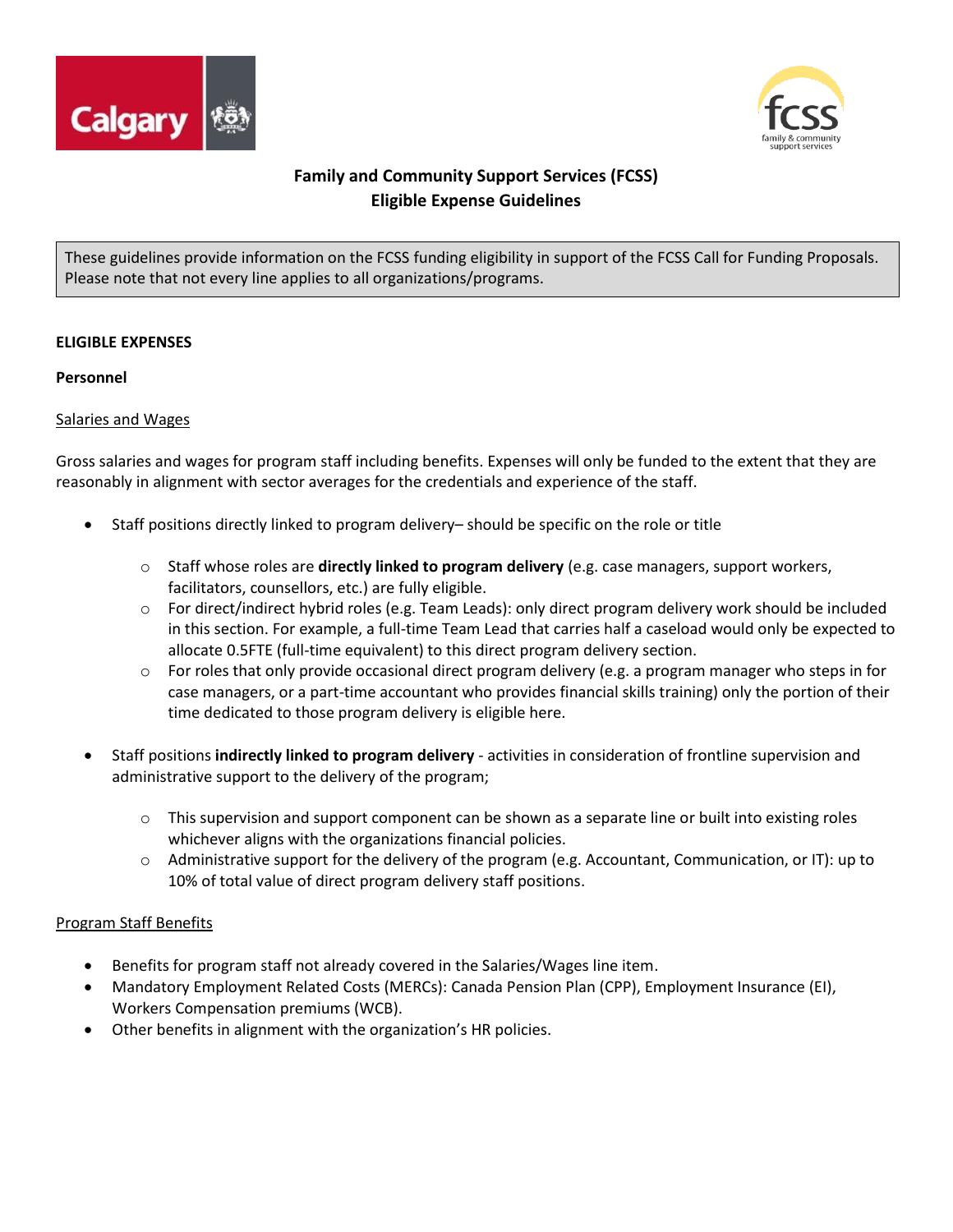# Family and Community Support Services (FCSS)
# Eligible Expense Guidelines

These guidelines provide information on the FCSS funding eligibility in support of the FCSS Call for Funding Proposals. Please note that not every line applies to all organizations/programs.

## ELIGIBLE EXPENSES

### Personnel

#### Salaries and Wages

Gross salaries and wages for program staff including benefits. Expenses will only be funded to the extent that they are reasonably in alignment with sector averages for the credentials and experience of the staff.

- Staff positions directly linked to program delivery– should be specific on the role or title
  - Staff whose roles are **directly linked to program delivery** (e.g. case managers, support workers, facilitators, counsellors, etc.) are fully eligible.
  - For direct/indirect hybrid roles (e.g. Team Leads): only direct program delivery work should be included in this section. For example, a full-time Team Lead that carries half a caseload would only be expected to allocate 0.5FTE (full-time equivalent) to this direct program delivery section.
  - For roles that only provide occasional direct program delivery (e.g. a program manager who steps in for case managers, or a part-time accountant who provides financial skills training) only the portion of their time dedicated to those program delivery is eligible here.
- Staff positions **indirectly linked to program delivery** - activities in consideration of frontline supervision and administrative support to the delivery of the program;
  - This supervision and support component can be shown as a separate line or built into existing roles whichever aligns with the organizations financial policies.
  - Administrative support for the delivery of the program (e.g. Accountant, Communication, or IT): up to 10% of total value of direct program delivery staff positions.

#### Program Staff Benefits

- Benefits for program staff not already covered in the Salaries/Wages line item.
- Mandatory Employment Related Costs (MERCs): Canada Pension Plan (CPP), Employment Insurance (EI), Workers Compensation premiums (WCB).
- Other benefits in alignment with the organization's HR policies.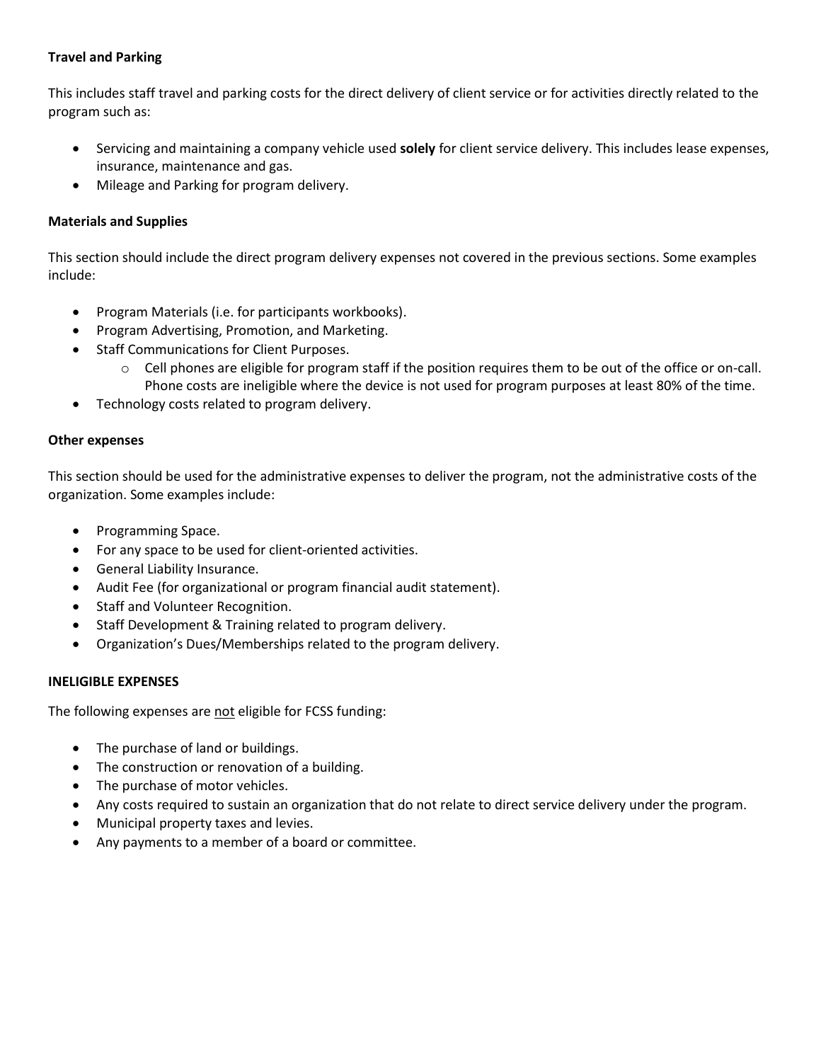**Travel and Parking**

This includes staff travel and parking costs for the direct delivery of client service or for activities directly related to the program such as:

- Servicing and maintaining a company vehicle used **solely** for client service delivery. This includes lease expenses, insurance, maintenance and gas.
- Mileage and Parking for program delivery.

**Materials and Supplies**

This section should include the direct program delivery expenses not covered in the previous sections. Some examples include:

- Program Materials (i.e. for participants workbooks).
- Program Advertising, Promotion, and Marketing.
- Staff Communications for Client Purposes.
  - Cell phones are eligible for program staff if the position requires them to be out of the office or on-call. Phone costs are ineligible where the device is not used for program purposes at least 80% of the time.
- Technology costs related to program delivery.

**Other expenses**

This section should be used for the administrative expenses to deliver the program, not the administrative costs of the organization. Some examples include:

- Programming Space.
- For any space to be used for client-oriented activities.
- General Liability Insurance.
- Audit Fee (for organizational or program financial audit statement).
- Staff and Volunteer Recognition.
- Staff Development & Training related to program delivery.
- Organization's Dues/Memberships related to the program delivery.

**INELIGIBLE EXPENSES**

The following expenses are <u>not</u> eligible for FCSS funding:

- The purchase of land or buildings.
- The construction or renovation of a building.
- The purchase of motor vehicles.
- Any costs required to sustain an organization that do not relate to direct service delivery under the program.
- Municipal property taxes and levies.
- Any payments to a member of a board or committee.